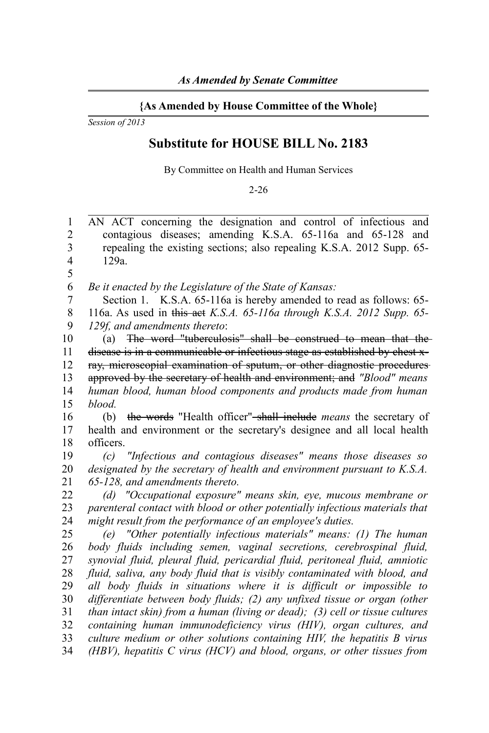*As Amended by Senate Committee*

**{As Amended by House Committee of the Whole}**

*Session of 2013*

# Substitute for HOUSE BILL No. 2183

By Committee on Health and Human Services

2-26

AN ACT concerning the designation and control of infectious and contagious diseases; amending K.S.A. 65-116a and 65-128 and repealing the existing sections; also repealing K.S.A. 2012 Supp. 65-129a.

*Be it enacted by the Legislature of the State of Kansas:*

Section 1. K.S.A. 65-116a is hereby amended to read as follows: 65-116a. As used in ~~this act~~ *K.S.A. 65-116a through K.S.A. 2012 Supp. 65-129f, and amendments thereto*:

(a) ~~The word "tuberculosis" shall be construed to mean that the disease is in a communicable or infectious stage as established by chest x-ray, microscopial examination of sputum, or other diagnostic procedures approved by the secretary of health and environment; and~~ *"Blood" means human blood, human blood components and products made from human blood.*

(b) ~~the words~~ "Health officer" ~~shall include~~ *means* the secretary of health and environment or the secretary's designee and all local health officers.

*(c) "Infectious and contagious diseases" means those diseases so designated by the secretary of health and environment pursuant to K.S.A. 65-128, and amendments thereto.*

*(d) "Occupational exposure" means skin, eye, mucous membrane or parenteral contact with blood or other potentially infectious materials that might result from the performance of an employee's duties.*

*(e) "Other potentially infectious materials" means: (1) The human body fluids including semen, vaginal secretions, cerebrospinal fluid, synovial fluid, pleural fluid, pericardial fluid, peritoneal fluid, amniotic fluid, saliva, any body fluid that is visibly contaminated with blood, and all body fluids in situations where it is difficult or impossible to differentiate between body fluids; (2) any unfixed tissue or organ (other than intact skin) from a human (living or dead); (3) cell or tissue cultures containing human immunodeficiency virus (HIV), organ cultures, and culture medium or other solutions containing HIV, the hepatitis B virus (HBV), hepatitis C virus (HCV) and blood, organs, or other tissues from*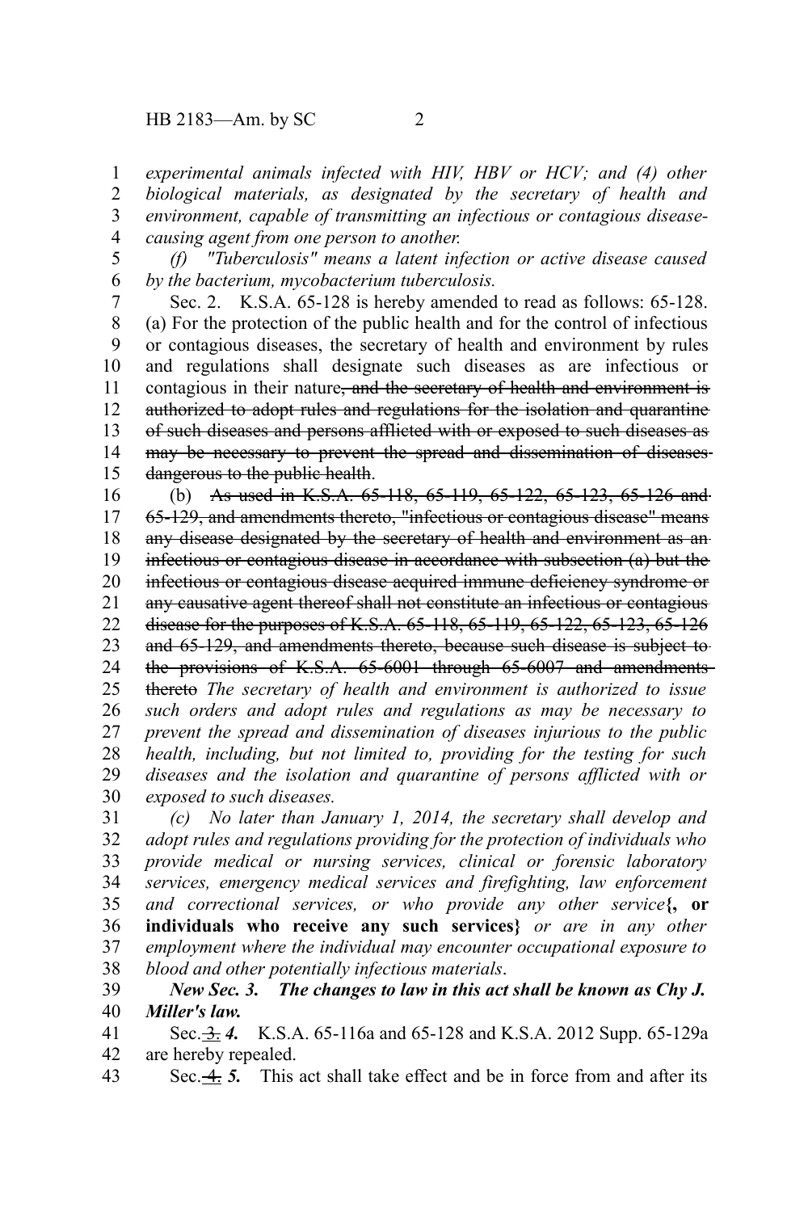*experimental animals infected with HIV, HBV or HCV; and (4) other biological materials, as designated by the secretary of health and environment, capable of transmitting an infectious or contagious disease-causing agent from one person to another.*

*(f) "Tuberculosis" means a latent infection or active disease caused by the bacterium, mycobacterium tuberculosis.*

Sec. 2. K.S.A. 65-128 is hereby amended to read as follows: 65-128. (a) For the protection of the public health and for the control of infectious or contagious diseases, the secretary of health and environment by rules and regulations shall designate such diseases as are infectious or contagious in their nature~~, and the secretary of health and environment is authorized to adopt rules and regulations for the isolation and quarantine of such diseases and persons afflicted with or exposed to such diseases as may be necessary to prevent the spread and dissemination of diseases dangerous to the public health~~.

(b) ~~As used in K.S.A. 65-118, 65-119, 65-122, 65-123, 65-126 and 65-129, and amendments thereto, "infectious or contagious disease" means any disease designated by the secretary of health and environment as an infectious or contagious disease in accordance with subsection (a) but the infectious or contagious disease acquired immune deficiency syndrome or any causative agent thereof shall not constitute an infectious or contagious disease for the purposes of K.S.A. 65-118, 65-119, 65-122, 65-123, 65-126 and 65-129, and amendments thereto, because such disease is subject to the provisions of K.S.A. 65-6001 through 65-6007 and amendments thereto~~ *The secretary of health and environment is authorized to issue such orders and adopt rules and regulations as may be necessary to prevent the spread and dissemination of diseases injurious to the public health, including, but not limited to, providing for the testing for such diseases and the isolation and quarantine of persons afflicted with or exposed to such diseases.*

*(c) No later than January 1, 2014, the secretary shall develop and adopt rules and regulations providing for the protection of individuals who provide medical or nursing services, clinical or forensic laboratory services, emergency medical services and firefighting, law enforcement and correctional services, or who provide any other service*{**, or individuals who receive any such services**} *or are in any other employment where the individual may encounter occupational exposure to blood and other potentially infectious materials*.

***New Sec. 3. The changes to law in this act shall be known as Chy J. Miller's law.***

Sec. ~~3.~~ ***4.*** K.S.A. 65-116a and 65-128 and K.S.A. 2012 Supp. 65-129a are hereby repealed.

Sec. ~~4.~~ ***5.*** This act shall take effect and be in force from and after its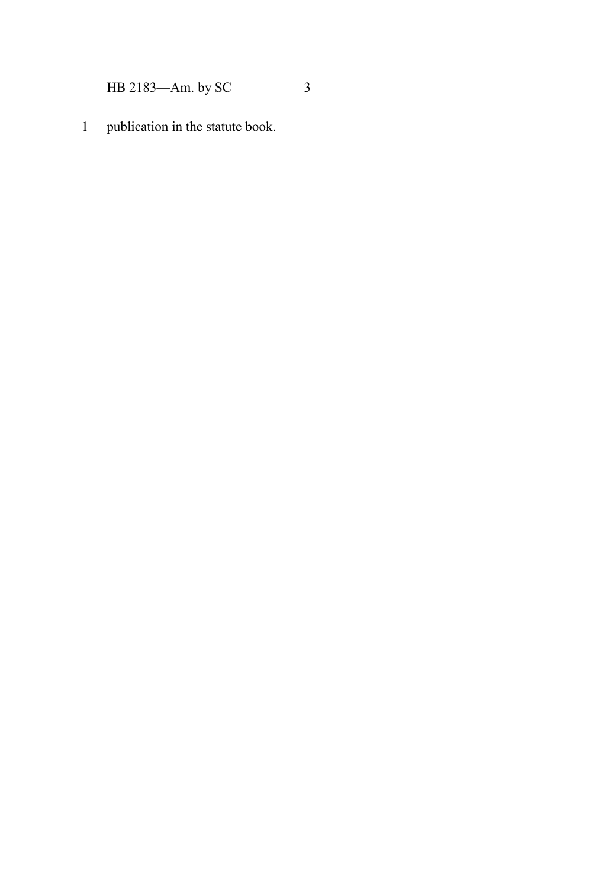publication in the statute book.